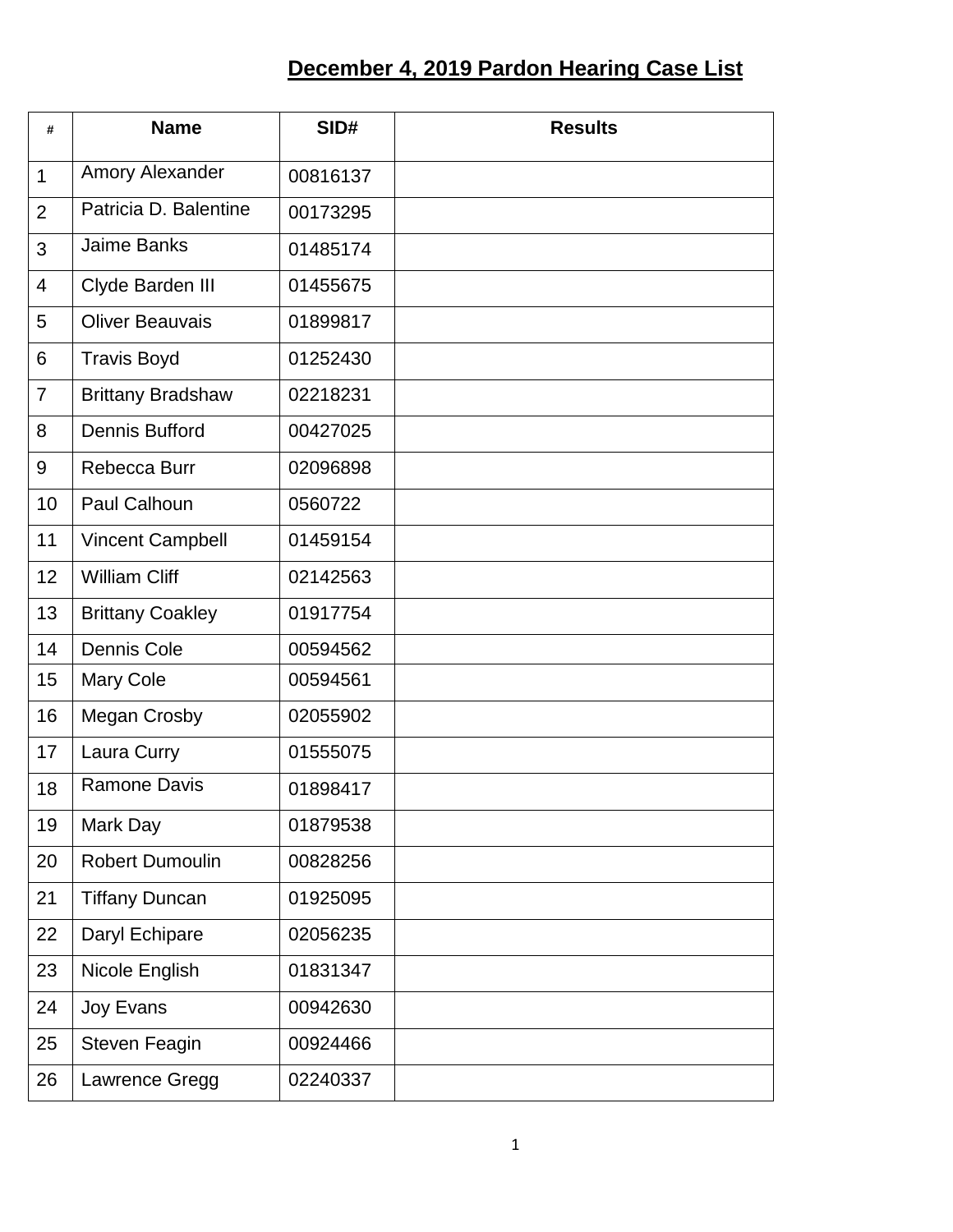# December 4, 2019 Pardon Hearing Case List

| # | Name | SID# | Results |
|---|---|---|---|
| 1 | Amory Alexander | 00816137 | |
| 2 | Patricia D. Balentine | 00173295 | |
| 3 | Jaime Banks | 01485174 | |
| 4 | Clyde Barden III | 01455675 | |
| 5 | Oliver Beauvais | 01899817 | |
| 6 | Travis Boyd | 01252430 | |
| 7 | Brittany Bradshaw | 02218231 | |
| 8 | Dennis Bufford | 00427025 | |
| 9 | Rebecca Burr | 02096898 | |
| 10 | Paul Calhoun | 0560722 | |
| 11 | Vincent Campbell | 01459154 | |
| 12 | William Cliff | 02142563 | |
| 13 | Brittany Coakley | 01917754 | |
| 14 | Dennis Cole | 00594562 | |
| 15 | Mary Cole | 00594561 | |
| 16 | Megan Crosby | 02055902 | |
| 17 | Laura Curry | 01555075 | |
| 18 | Ramone Davis | 01898417 | |
| 19 | Mark Day | 01879538 | |
| 20 | Robert Dumoulin | 00828256 | |
| 21 | Tiffany Duncan | 01925095 | |
| 22 | Daryl Echipare | 02056235 | |
| 23 | Nicole English | 01831347 | |
| 24 | Joy Evans | 00942630 | |
| 25 | Steven Feagin | 00924466 | |
| 26 | Lawrence Gregg | 02240337 | |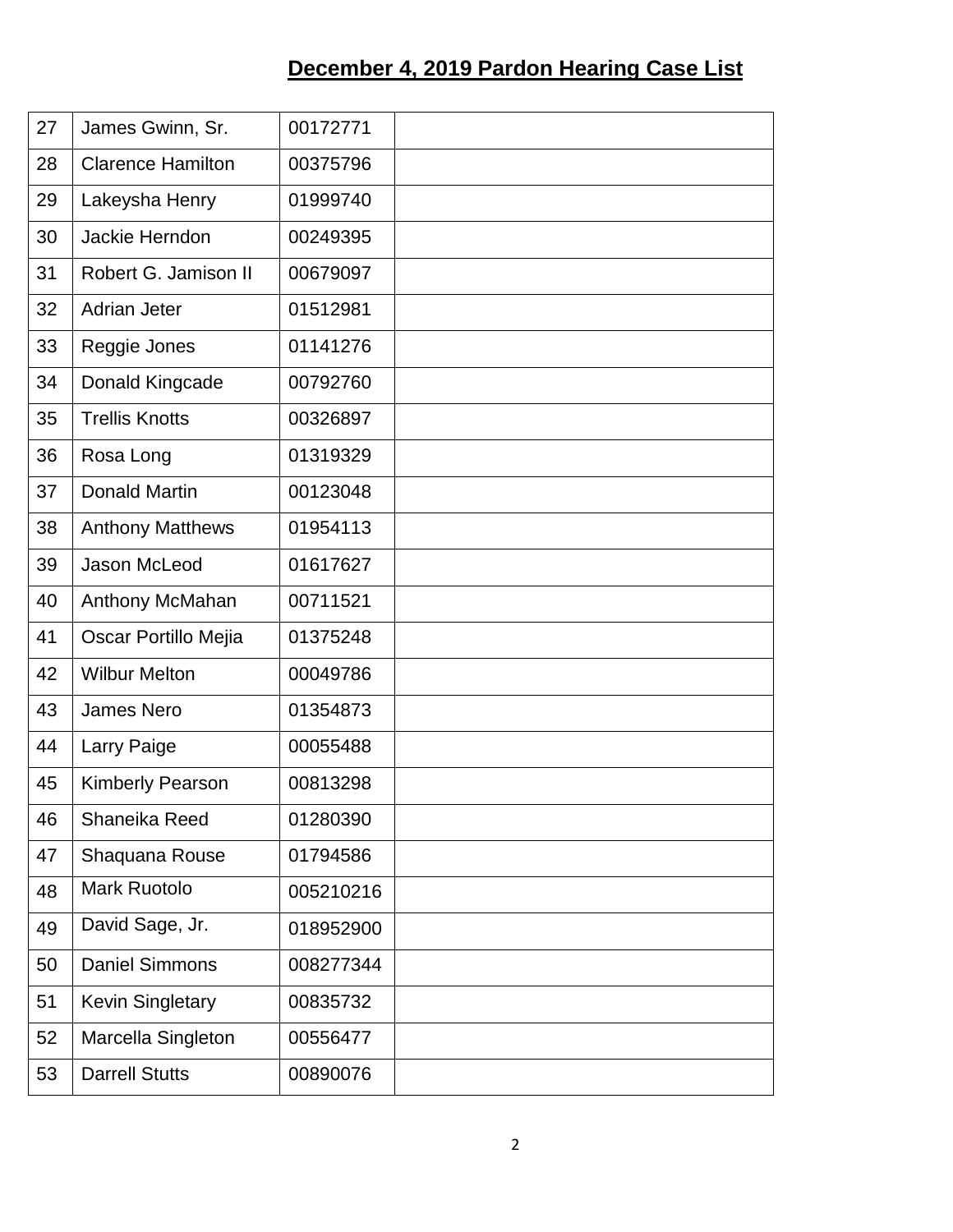## December 4, 2019 Pardon Hearing Case List

| | | | |
|---|---|---|---|
| 27 | James Gwinn, Sr. | 00172771 | |
| 28 | Clarence Hamilton | 00375796 | |
| 29 | Lakeysha Henry | 01999740 | |
| 30 | Jackie Herndon | 00249395 | |
| 31 | Robert G. Jamison II | 00679097 | |
| 32 | Adrian Jeter | 01512981 | |
| 33 | Reggie Jones | 01141276 | |
| 34 | Donald Kingcade | 00792760 | |
| 35 | Trellis Knotts | 00326897 | |
| 36 | Rosa Long | 01319329 | |
| 37 | Donald Martin | 00123048 | |
| 38 | Anthony Matthews | 01954113 | |
| 39 | Jason McLeod | 01617627 | |
| 40 | Anthony McMahan | 00711521 | |
| 41 | Oscar Portillo Mejia | 01375248 | |
| 42 | Wilbur Melton | 00049786 | |
| 43 | James Nero | 01354873 | |
| 44 | Larry Paige | 00055488 | |
| 45 | Kimberly Pearson | 00813298 | |
| 46 | Shaneika Reed | 01280390 | |
| 47 | Shaquana Rouse | 01794586 | |
| 48 | Mark Ruotolo | 005210216 | |
| 49 | David Sage, Jr. | 018952900 | |
| 50 | Daniel Simmons | 008277344 | |
| 51 | Kevin Singletary | 00835732 | |
| 52 | Marcella Singleton | 00556477 | |
| 53 | Darrell Stutts | 00890076 | |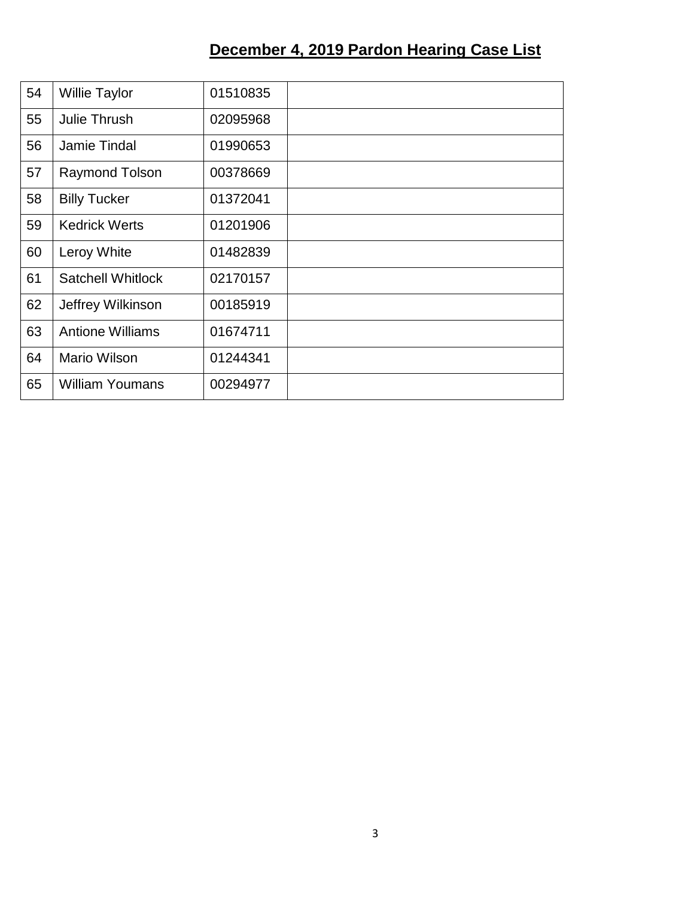## December 4, 2019 Pardon Hearing Case List

| | | | |
|---|---|---|---|
| 54 | Willie Taylor | 01510835 | |
| 55 | Julie Thrush | 02095968 | |
| 56 | Jamie Tindal | 01990653 | |
| 57 | Raymond Tolson | 00378669 | |
| 58 | Billy Tucker | 01372041 | |
| 59 | Kedrick Werts | 01201906 | |
| 60 | Leroy White | 01482839 | |
| 61 | Satchell Whitlock | 02170157 | |
| 62 | Jeffrey Wilkinson | 00185919 | |
| 63 | Antione Williams | 01674711 | |
| 64 | Mario Wilson | 01244341 | |
| 65 | William Youmans | 00294977 | |